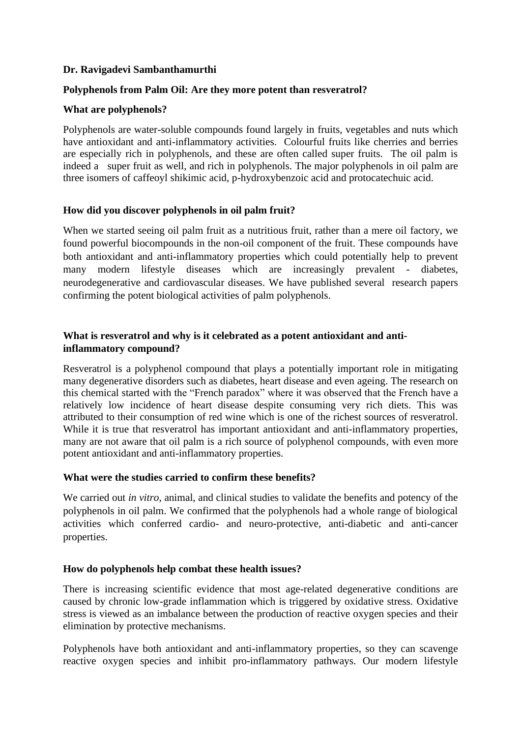**Dr. Ravigadevi Sambanthamurthi**

**Polyphenols from Palm Oil: Are they more potent than resveratrol?**

**What are polyphenols?**

Polyphenols are water-soluble compounds found largely in fruits, vegetables and nuts which have antioxidant and anti-inflammatory activities. Colourful fruits like cherries and berries are especially rich in polyphenols, and these are often called super fruits. The oil palm is indeed a super fruit as well, and rich in polyphenols. The major polyphenols in oil palm are three isomers of caffeoyl shikimic acid, p-hydroxybenzoic acid and protocatechuic acid.

**How did you discover polyphenols in oil palm fruit?**

When we started seeing oil palm fruit as a nutritious fruit, rather than a mere oil factory, we found powerful biocompounds in the non-oil component of the fruit. These compounds have both antioxidant and anti-inflammatory properties which could potentially help to prevent many modern lifestyle diseases which are increasingly prevalent - diabetes, neurodegenerative and cardiovascular diseases. We have published several research papers confirming the potent biological activities of palm polyphenols.

**What is resveratrol and why is it celebrated as a potent antioxidant and anti-inflammatory compound?**

Resveratrol is a polyphenol compound that plays a potentially important role in mitigating many degenerative disorders such as diabetes, heart disease and even ageing. The research on this chemical started with the "French paradox" where it was observed that the French have a relatively low incidence of heart disease despite consuming very rich diets. This was attributed to their consumption of red wine which is one of the richest sources of resveratrol. While it is true that resveratrol has important antioxidant and anti-inflammatory properties, many are not aware that oil palm is a rich source of polyphenol compounds, with even more potent antioxidant and anti-inflammatory properties.

**What were the studies carried to confirm these benefits?**

We carried out *in vitro*, animal, and clinical studies to validate the benefits and potency of the polyphenols in oil palm. We confirmed that the polyphenols had a whole range of biological activities which conferred cardio- and neuro-protective, anti-diabetic and anti-cancer properties.

**How do polyphenols help combat these health issues?**

There is increasing scientific evidence that most age-related degenerative conditions are caused by chronic low-grade inflammation which is triggered by oxidative stress. Oxidative stress is viewed as an imbalance between the production of reactive oxygen species and their elimination by protective mechanisms.

Polyphenols have both antioxidant and anti-inflammatory properties, so they can scavenge reactive oxygen species and inhibit pro-inflammatory pathways. Our modern lifestyle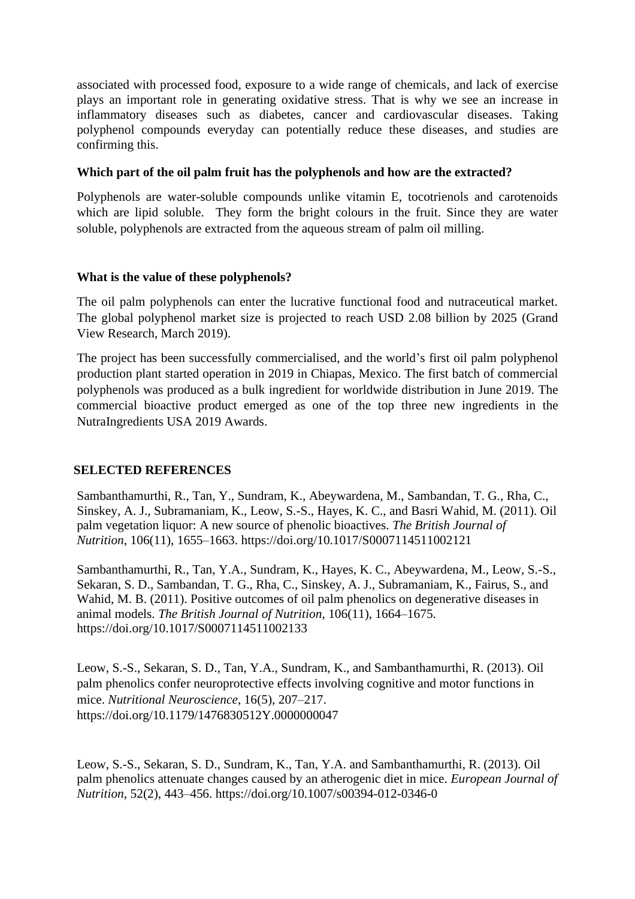associated with processed food, exposure to a wide range of chemicals, and lack of exercise plays an important role in generating oxidative stress. That is why we see an increase in inflammatory diseases such as diabetes, cancer and cardiovascular diseases. Taking polyphenol compounds everyday can potentially reduce these diseases, and studies are confirming this.

**Which part of the oil palm fruit has the polyphenols and how are the extracted?**

Polyphenols are water-soluble compounds unlike vitamin E, tocotrienols and carotenoids which are lipid soluble. They form the bright colours in the fruit. Since they are water soluble, polyphenols are extracted from the aqueous stream of palm oil milling.

**What is the value of these polyphenols?**

The oil palm polyphenols can enter the lucrative functional food and nutraceutical market. The global polyphenol market size is projected to reach USD 2.08 billion by 2025 (Grand View Research, March 2019).

The project has been successfully commercialised, and the world's first oil palm polyphenol production plant started operation in 2019 in Chiapas, Mexico. The first batch of commercial polyphenols was produced as a bulk ingredient for worldwide distribution in June 2019. The commercial bioactive product emerged as one of the top three new ingredients in the NutraIngredients USA 2019 Awards.

**SELECTED REFERENCES**

Sambanthamurthi, R., Tan, Y., Sundram, K., Abeywardena, M., Sambandan, T. G., Rha, C., Sinskey, A. J., Subramaniam, K., Leow, S.-S., Hayes, K. C., and Basri Wahid, M. (2011). Oil palm vegetation liquor: A new source of phenolic bioactives. *The British Journal of Nutrition*, 106(11), 1655–1663. https://doi.org/10.1017/S0007114511002121

Sambanthamurthi, R., Tan, Y.A., Sundram, K., Hayes, K. C., Abeywardena, M., Leow, S.-S., Sekaran, S. D., Sambandan, T. G., Rha, C., Sinskey, A. J., Subramaniam, K., Fairus, S., and Wahid, M. B. (2011). Positive outcomes of oil palm phenolics on degenerative diseases in animal models. *The British Journal of Nutrition*, 106(11), 1664–1675. https://doi.org/10.1017/S0007114511002133

Leow, S.-S., Sekaran, S. D., Tan, Y.A., Sundram, K., and Sambanthamurthi, R. (2013). Oil palm phenolics confer neuroprotective effects involving cognitive and motor functions in mice. *Nutritional Neuroscience*, 16(5), 207–217. https://doi.org/10.1179/1476830512Y.0000000047

Leow, S.-S., Sekaran, S. D., Sundram, K., Tan, Y.A. and Sambanthamurthi, R. (2013). Oil palm phenolics attenuate changes caused by an atherogenic diet in mice. *European Journal of Nutrition*, 52(2), 443–456. https://doi.org/10.1007/s00394-012-0346-0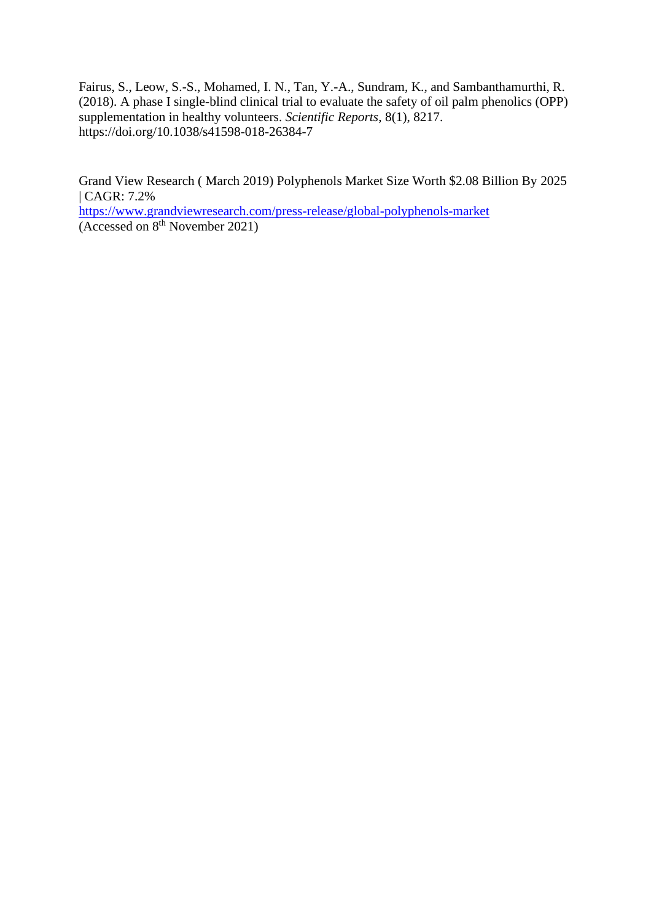Fairus, S., Leow, S.-S., Mohamed, I. N., Tan, Y.-A., Sundram, K., and Sambanthamurthi, R. (2018). A phase I single-blind clinical trial to evaluate the safety of oil palm phenolics (OPP) supplementation in healthy volunteers. *Scientific Reports*, 8(1), 8217. https://doi.org/10.1038/s41598-018-26384-7

Grand View Research ( March 2019) Polyphenols Market Size Worth $2.08 Billion By 2025 | CAGR: 7.2%
https://www.grandviewresearch.com/press-release/global-polyphenols-market
(Accessed on 8th November 2021)